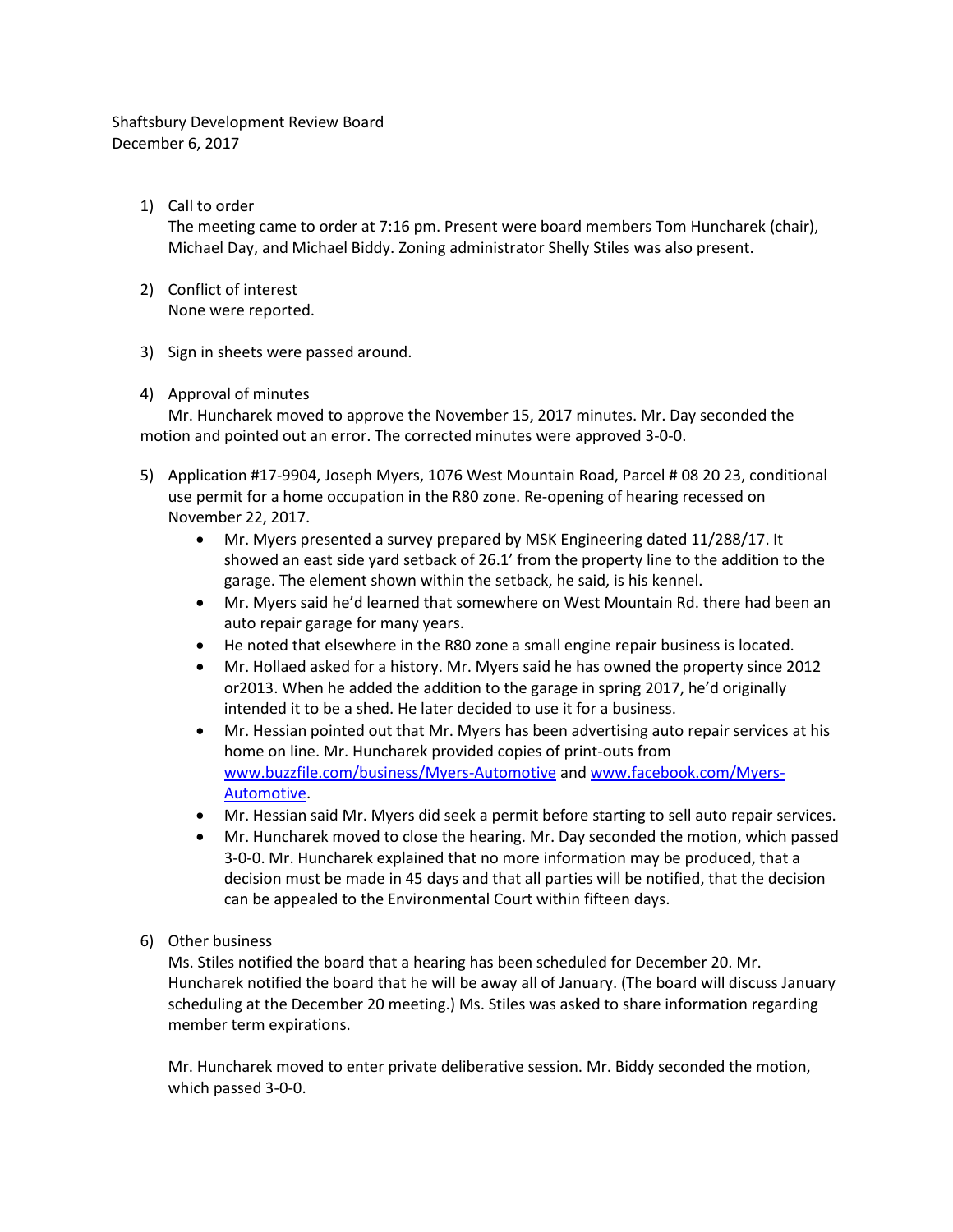Shaftsbury Development Review Board
December 6, 2017

1) Call to order
   The meeting came to order at 7:16 pm. Present were board members Tom Huncharek (chair), Michael Day, and Michael Biddy. Zoning administrator Shelly Stiles was also present.

2) Conflict of interest
   None were reported.

3) Sign in sheets were passed around.

4) Approval of minutes
   Mr. Huncharek moved to approve the November 15, 2017 minutes. Mr. Day seconded the motion and pointed out an error. The corrected minutes were approved 3-0-0.

5) Application #17-9904, Joseph Myers, 1076 West Mountain Road, Parcel # 08 20 23, conditional use permit for a home occupation in the R80 zone. Re-opening of hearing recessed on November 22, 2017.
   - Mr. Myers presented a survey prepared by MSK Engineering dated 11/288/17. It showed an east side yard setback of 26.1' from the property line to the addition to the garage. The element shown within the setback, he said, is his kennel.
   - Mr. Myers said he'd learned that somewhere on West Mountain Rd. there had been an auto repair garage for many years.
   - He noted that elsewhere in the R80 zone a small engine repair business is located.
   - Mr. Hollaed asked for a history. Mr. Myers said he has owned the property since 2012 or2013. When he added the addition to the garage in spring 2017, he'd originally intended it to be a shed. He later decided to use it for a business.
   - Mr. Hessian pointed out that Mr. Myers has been advertising auto repair services at his home on line. Mr. Huncharek provided copies of print-outs from www.buzzfile.com/business/Myers-Automotive and www.facebook.com/Myers-Automotive.
   - Mr. Hessian said Mr. Myers did seek a permit before starting to sell auto repair services.
   - Mr. Huncharek moved to close the hearing. Mr. Day seconded the motion, which passed 3-0-0. Mr. Huncharek explained that no more information may be produced, that a decision must be made in 45 days and that all parties will be notified, that the decision can be appealed to the Environmental Court within fifteen days.

6) Other business
   Ms. Stiles notified the board that a hearing has been scheduled for December 20. Mr. Huncharek notified the board that he will be away all of January. (The board will discuss January scheduling at the December 20 meeting.) Ms. Stiles was asked to share information regarding member term expirations.

   Mr. Huncharek moved to enter private deliberative session. Mr. Biddy seconded the motion, which passed 3-0-0.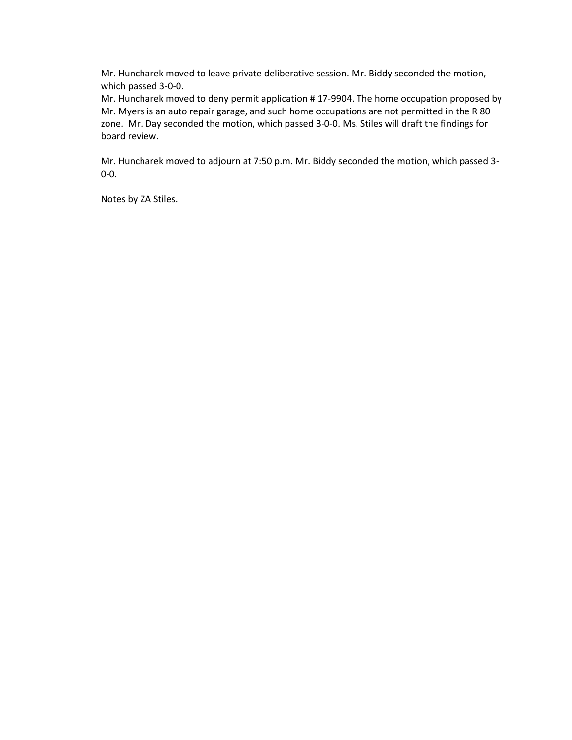Mr. Huncharek moved to leave private deliberative session. Mr. Biddy seconded the motion, which passed 3-0-0.
Mr. Huncharek moved to deny permit application # 17-9904. The home occupation proposed by Mr. Myers is an auto repair garage, and such home occupations are not permitted in the R 80 zone. Mr. Day seconded the motion, which passed 3-0-0. Ms. Stiles will draft the findings for board review.

Mr. Huncharek moved to adjourn at 7:50 p.m. Mr. Biddy seconded the motion, which passed 3-0-0.

Notes by ZA Stiles.